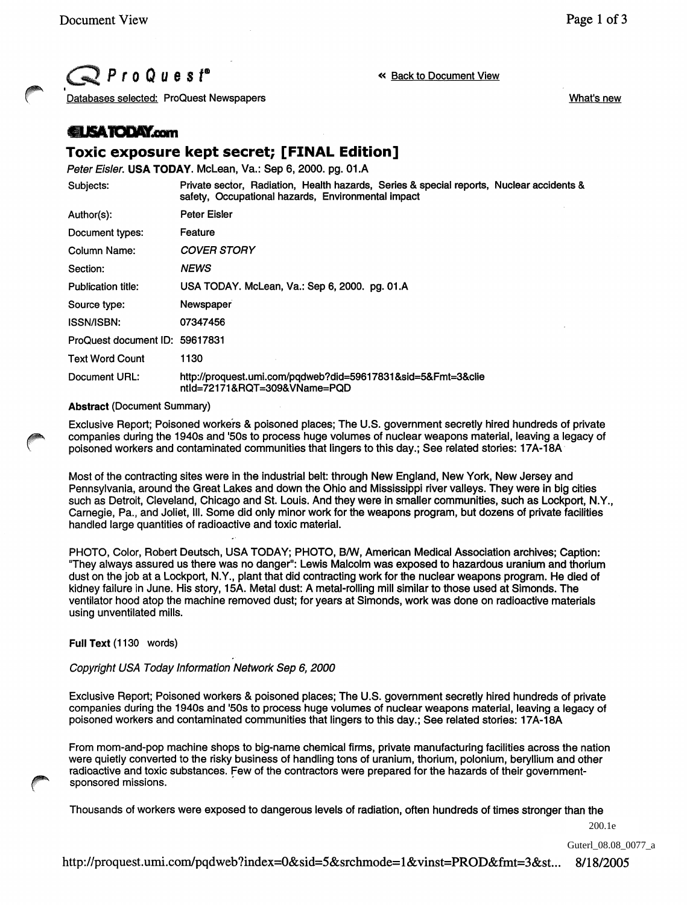ProQuest

« Back to Document View

Databases selected: ProQuest Newspapers

What's new

**USATODAY.com**

## Toxic exposure kept secret; [FINAL Edition]

*Peter Eisler*. **USA TODAY**. McLean, Va.: Sep 6, 2000. pg. 01.A

| | |
|---|---|
| Subjects: | Private sector, Radiation, Health hazards, Series & special reports, Nuclear accidents & safety, Occupational hazards, Environmental impact |
| Author(s): | Peter Eisler |
| Document types: | Feature |
| Column Name: | *COVER STORY* |
| Section: | *NEWS* |
| Publication title: | USA TODAY. McLean, Va.: Sep 6, 2000. pg. 01.A |
| Source type: | Newspaper |
| ISSN/ISBN: | 07347456 |
| ProQuest document ID: | 59617831 |
| Text Word Count | 1130 |
| Document URL: | http://proquest.umi.com/pqdweb?did=59617831&sid=5&Fmt=3&clientId=72171&RQT=309&VName=PQD |

**Abstract** (Document Summary)

Exclusive Report; Poisoned workers & poisoned places; The U.S. government secretly hired hundreds of private companies during the 1940s and '50s to process huge volumes of nuclear weapons material, leaving a legacy of poisoned workers and contaminated communities that lingers to this day.; See related stories: 17A-18A

Most of the contracting sites were in the industrial belt: through New England, New York, New Jersey and Pennsylvania, around the Great Lakes and down the Ohio and Mississippi river valleys. They were in big cities such as Detroit, Cleveland, Chicago and St. Louis. And they were in smaller communities, such as Lockport, N.Y., Carnegie, Pa., and Joliet, Ill. Some did only minor work for the weapons program, but dozens of private facilities handled large quantities of radioactive and toxic material.

PHOTO, Color, Robert Deutsch, USA TODAY; PHOTO, B/W, American Medical Association archives; Caption: "They always assured us there was no danger": Lewis Malcolm was exposed to hazardous uranium and thorium dust on the job at a Lockport, N.Y., plant that did contracting work for the nuclear weapons program. He died of kidney failure in June. His story, 15A. Metal dust: A metal-rolling mill similar to those used at Simonds. The ventilator hood atop the machine removed dust; for years at Simonds, work was done on radioactive materials using unventilated mills.

**Full Text** (1130 words)

*Copyright USA Today Information Network Sep 6, 2000*

Exclusive Report; Poisoned workers & poisoned places; The U.S. government secretly hired hundreds of private companies during the 1940s and '50s to process huge volumes of nuclear weapons material, leaving a legacy of poisoned workers and contaminated communities that lingers to this day.; See related stories: 17A-18A

From mom-and-pop machine shops to big-name chemical firms, private manufacturing facilities across the nation were quietly converted to the risky business of handling tons of uranium, thorium, polonium, beryllium and other radioactive and toxic substances. Few of the contractors were prepared for the hazards of their government-sponsored missions.

Thousands of workers were exposed to dangerous levels of radiation, often hundreds of times stronger than the

200.1e

Guterl_08.08_0077_a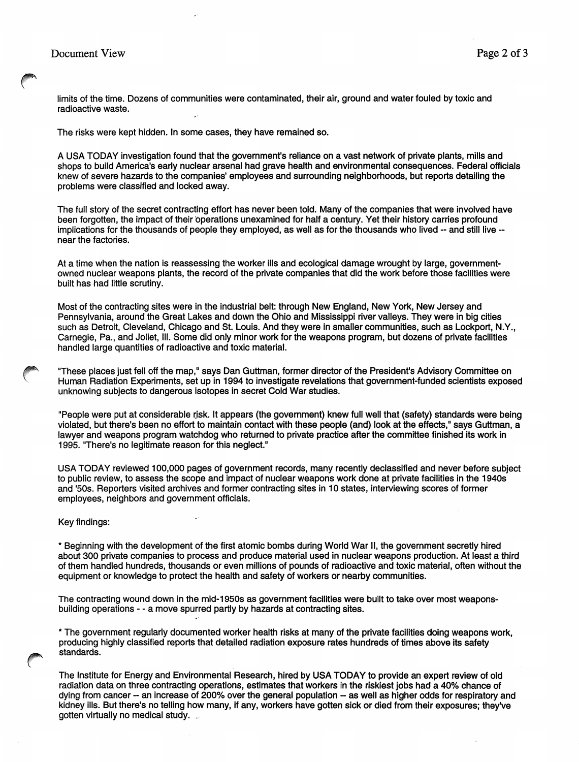limits of the time. Dozens of communities were contaminated, their air, ground and water fouled by toxic and radioactive waste.

The risks were kept hidden. In some cases, they have remained so.

A USA TODAY investigation found that the government's reliance on a vast network of private plants, mills and shops to build America's early nuclear arsenal had grave health and environmental consequences. Federal officials knew of severe hazards to the companies' employees and surrounding neighborhoods, but reports detailing the problems were classified and locked away.

The full story of the secret contracting effort has never been told. Many of the companies that were involved have been forgotten, the impact of their operations unexamined for half a century. Yet their history carries profound implications for the thousands of people they employed, as well as for the thousands who lived -- and still live -- near the factories.

At a time when the nation is reassessing the worker ills and ecological damage wrought by large, government-owned nuclear weapons plants, the record of the private companies that did the work before those facilities were built has had little scrutiny.

Most of the contracting sites were in the industrial belt: through New England, New York, New Jersey and Pennsylvania, around the Great Lakes and down the Ohio and Mississippi river valleys. They were in big cities such as Detroit, Cleveland, Chicago and St. Louis. And they were in smaller communities, such as Lockport, N.Y., Carnegie, Pa., and Joliet, Ill. Some did only minor work for the weapons program, but dozens of private facilities handled large quantities of radioactive and toxic material.

"These places just fell off the map," says Dan Guttman, former director of the President's Advisory Committee on Human Radiation Experiments, set up in 1994 to investigate revelations that government-funded scientists exposed unknowing subjects to dangerous isotopes in secret Cold War studies.

"People were put at considerable risk. It appears (the government) knew full well that (safety) standards were being violated, but there's been no effort to maintain contact with these people (and) look at the effects," says Guttman, a lawyer and weapons program watchdog who returned to private practice after the committee finished its work in 1995. "There's no legitimate reason for this neglect."

USA TODAY reviewed 100,000 pages of government records, many recently declassified and never before subject to public review, to assess the scope and impact of nuclear weapons work done at private facilities in the 1940s and '50s. Reporters visited archives and former contracting sites in 10 states, interviewing scores of former employees, neighbors and government officials.

Key findings:

* Beginning with the development of the first atomic bombs during World War II, the government secretly hired about 300 private companies to process and produce material used in nuclear weapons production. At least a third of them handled hundreds, thousands or even millions of pounds of radioactive and toxic material, often without the equipment or knowledge to protect the health and safety of workers or nearby communities.

The contracting wound down in the mid-1950s as government facilities were built to take over most weapons-building operations - - a move spurred partly by hazards at contracting sites.

* The government regularly documented worker health risks at many of the private facilities doing weapons work, producing highly classified reports that detailed radiation exposure rates hundreds of times above its safety standards.

The Institute for Energy and Environmental Research, hired by USA TODAY to provide an expert review of old radiation data on three contracting operations, estimates that workers in the riskiest jobs had a 40% chance of dying from cancer -- an increase of 200% over the general population -- as well as higher odds for respiratory and kidney ills. But there's no telling how many, if any, workers have gotten sick or died from their exposures; they've gotten virtually no medical study.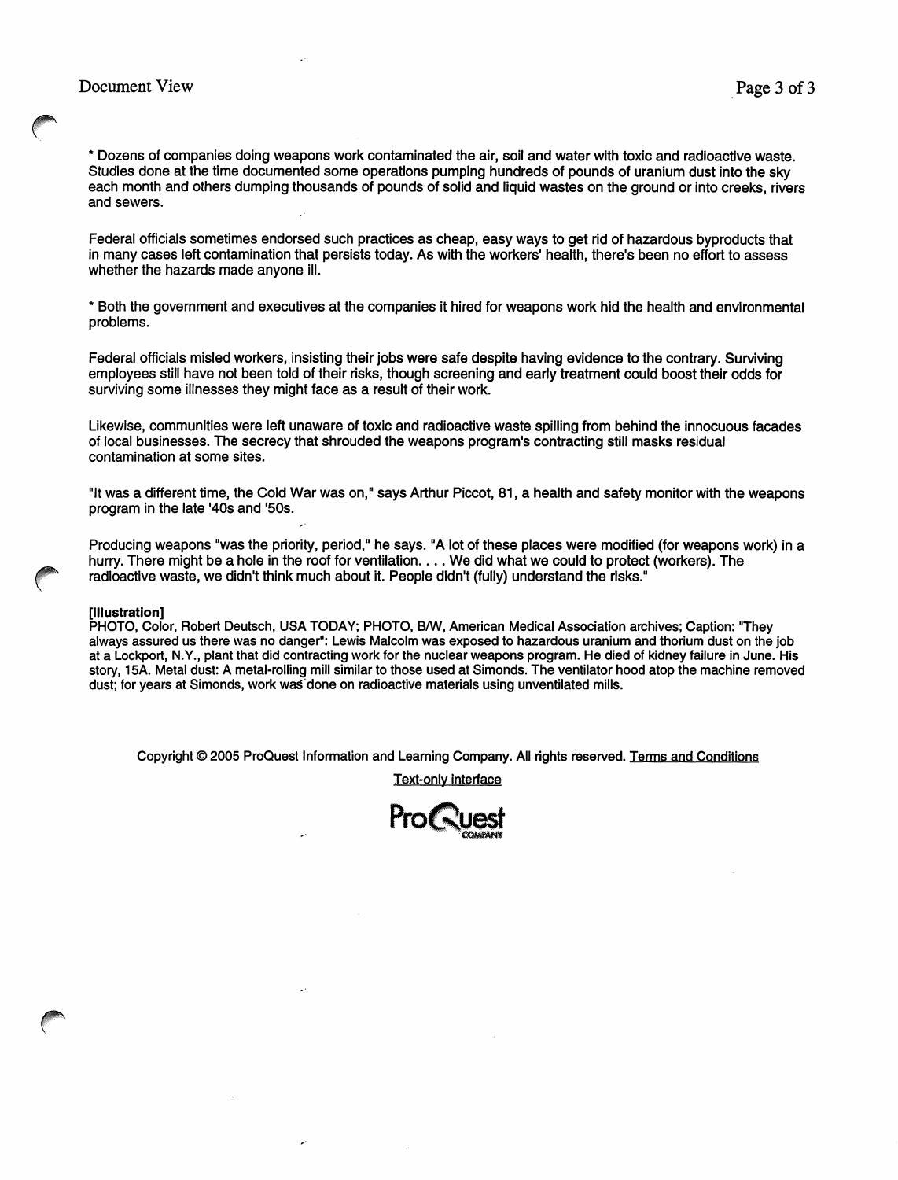* Dozens of companies doing weapons work contaminated the air, soil and water with toxic and radioactive waste. Studies done at the time documented some operations pumping hundreds of pounds of uranium dust into the sky each month and others dumping thousands of pounds of solid and liquid wastes on the ground or into creeks, rivers and sewers.

Federal officials sometimes endorsed such practices as cheap, easy ways to get rid of hazardous byproducts that in many cases left contamination that persists today. As with the workers' health, there's been no effort to assess whether the hazards made anyone ill.

* Both the government and executives at the companies it hired for weapons work hid the health and environmental problems.

Federal officials misled workers, insisting their jobs were safe despite having evidence to the contrary. Surviving employees still have not been told of their risks, though screening and early treatment could boost their odds for surviving some illnesses they might face as a result of their work.

Likewise, communities were left unaware of toxic and radioactive waste spilling from behind the innocuous facades of local businesses. The secrecy that shrouded the weapons program's contracting still masks residual contamination at some sites.

"It was a different time, the Cold War was on," says Arthur Piccot, 81, a health and safety monitor with the weapons program in the late '40s and '50s.

Producing weapons "was the priority, period," he says. "A lot of these places were modified (for weapons work) in a hurry. There might be a hole in the roof for ventilation. . . . We did what we could to protect (workers). The radioactive waste, we didn't think much about it. People didn't (fully) understand the risks."

**[Illustration]**
PHOTO, Color, Robert Deutsch, USA TODAY; PHOTO, B/W, American Medical Association archives; Caption: "They always assured us there was no danger": Lewis Malcolm was exposed to hazardous uranium and thorium dust on the job at a Lockport, N.Y., plant that did contracting work for the nuclear weapons program. He died of kidney failure in June. His story, 15A. Metal dust: A metal-rolling mill similar to those used at Simonds. The ventilator hood atop the machine removed dust; for years at Simonds, work was done on radioactive materials using unventilated mills.

Copyright © 2005 ProQuest Information and Learning Company. All rights reserved. Terms and Conditions

Text-only interface